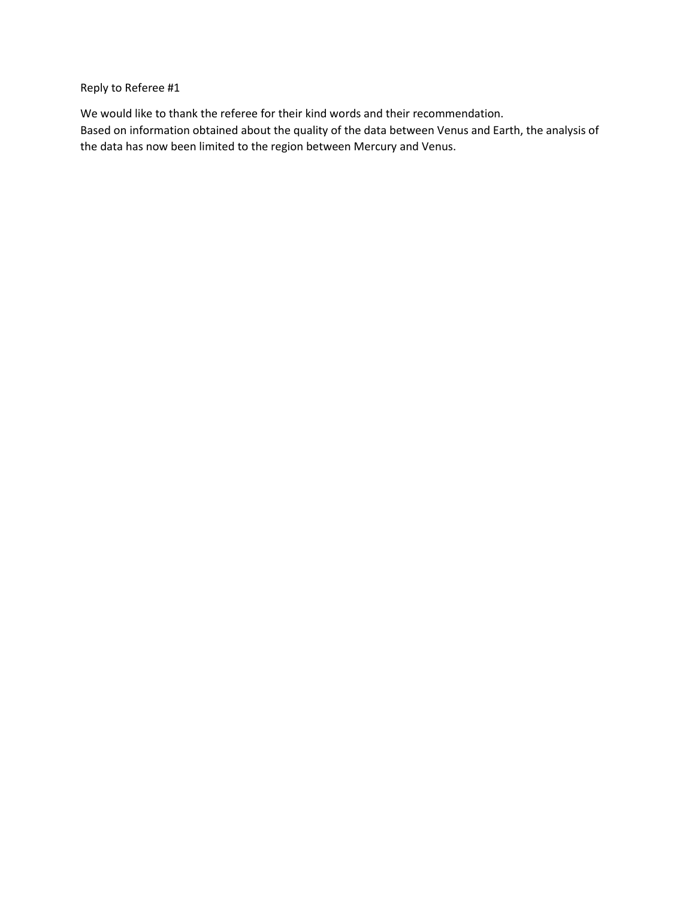Reply to Referee #1

We would like to thank the referee for their kind words and their recommendation.
Based on information obtained about the quality of the data between Venus and Earth, the analysis of the data has now been limited to the region between Mercury and Venus.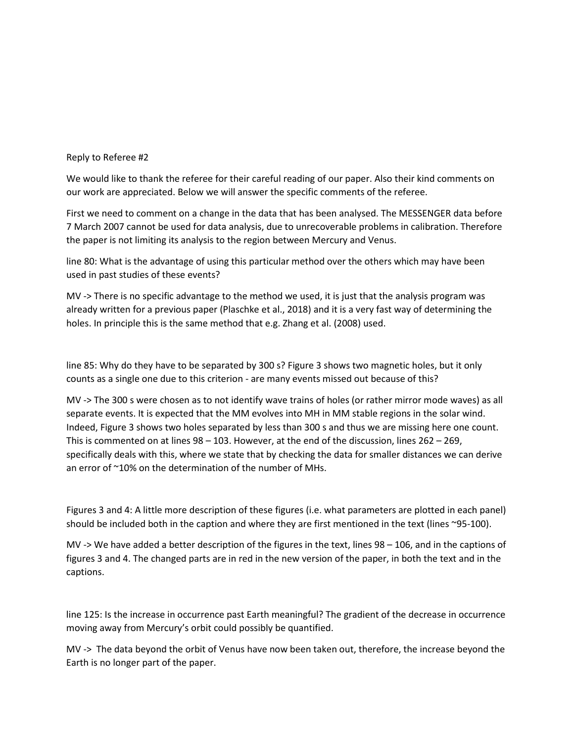Reply to Referee #2

We would like to thank the referee for their careful reading of our paper. Also their kind comments on our work are appreciated. Below we will answer the specific comments of the referee.

First we need to comment on a change in the data that has been analysed. The MESSENGER data before 7 March 2007 cannot be used for data analysis, due to unrecoverable problems in calibration. Therefore the paper is not limiting its analysis to the region between Mercury and Venus.

line 80: What is the advantage of using this particular method over the others which may have been used in past studies of these events?

MV -> There is no specific advantage to the method we used, it is just that the analysis program was already written for a previous paper (Plaschke et al., 2018) and it is a very fast way of determining the holes. In principle this is the same method that e.g. Zhang et al. (2008) used.

line 85: Why do they have to be separated by 300 s? Figure 3 shows two magnetic holes, but it only counts as a single one due to this criterion - are many events missed out because of this?

MV -> The 300 s were chosen as to not identify wave trains of holes (or rather mirror mode waves) as all separate events. It is expected that the MM evolves into MH in MM stable regions in the solar wind. Indeed, Figure 3 shows two holes separated by less than 300 s and thus we are missing here one count. This is commented on at lines 98 – 103. However, at the end of the discussion, lines 262 – 269, specifically deals with this, where we state that by checking the data for smaller distances we can derive an error of ~10% on the determination of the number of MHs.

Figures 3 and 4: A little more description of these figures (i.e. what parameters are plotted in each panel) should be included both in the caption and where they are first mentioned in the text (lines ~95-100).

MV -> We have added a better description of the figures in the text, lines 98 – 106, and in the captions of figures 3 and 4. The changed parts are in red in the new version of the paper, in both the text and in the captions.

line 125: Is the increase in occurrence past Earth meaningful? The gradient of the decrease in occurrence moving away from Mercury's orbit could possibly be quantified.

MV -> The data beyond the orbit of Venus have now been taken out, therefore, the increase beyond the Earth is no longer part of the paper.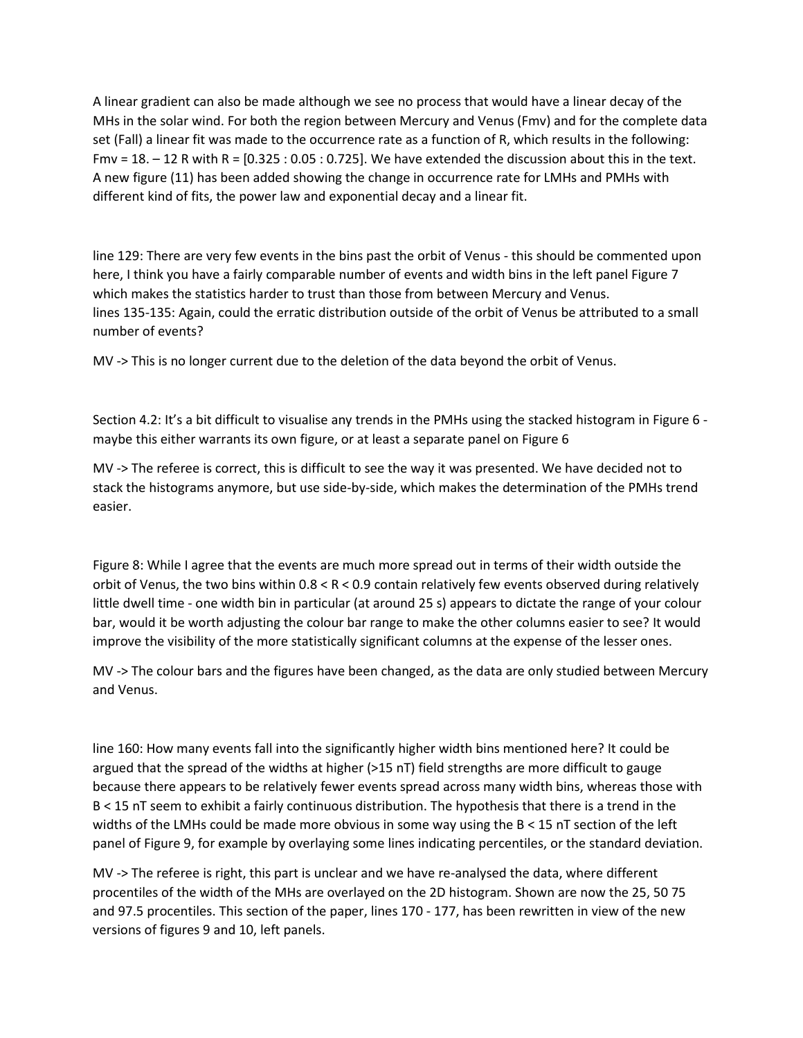A linear gradient can also be made although we see no process that would have a linear decay of the MHs in the solar wind. For both the region between Mercury and Venus (Fmv) and for the complete data set (Fall) a linear fit was made to the occurrence rate as a function of R, which results in the following: Fmv = 18. – 12 R with R = [0.325 : 0.05 : 0.725]. We have extended the discussion about this in the text. A new figure (11) has been added showing the change in occurrence rate for LMHs and PMHs with different kind of fits, the power law and exponential decay and a linear fit.

line 129: There are very few events in the bins past the orbit of Venus - this should be commented upon here, I think you have a fairly comparable number of events and width bins in the left panel Figure 7 which makes the statistics harder to trust than those from between Mercury and Venus.
lines 135-135: Again, could the erratic distribution outside of the orbit of Venus be attributed to a small number of events?

MV -> This is no longer current due to the deletion of the data beyond the orbit of Venus.

Section 4.2: It's a bit difficult to visualise any trends in the PMHs using the stacked histogram in Figure 6 - maybe this either warrants its own figure, or at least a separate panel on Figure 6

MV -> The referee is correct, this is difficult to see the way it was presented. We have decided not to stack the histograms anymore, but use side-by-side, which makes the determination of the PMHs trend easier.

Figure 8: While I agree that the events are much more spread out in terms of their width outside the orbit of Venus, the two bins within $0.8 < R < 0.9$ contain relatively few events observed during relatively little dwell time - one width bin in particular (at around 25 s) appears to dictate the range of your colour bar, would it be worth adjusting the colour bar range to make the other columns easier to see? It would improve the visibility of the more statistically significant columns at the expense of the lesser ones.

MV -> The colour bars and the figures have been changed, as the data are only studied between Mercury and Venus.

line 160: How many events fall into the significantly higher width bins mentioned here? It could be argued that the spread of the widths at higher (>15 nT) field strengths are more difficult to gauge because there appears to be relatively fewer events spread across many width bins, whereas those with B < 15 nT seem to exhibit a fairly continuous distribution. The hypothesis that there is a trend in the widths of the LMHs could be made more obvious in some way using the B < 15 nT section of the left panel of Figure 9, for example by overlaying some lines indicating percentiles, or the standard deviation.

MV -> The referee is right, this part is unclear and we have re-analysed the data, where different procentiles of the width of the MHs are overlayed on the 2D histogram. Shown are now the 25, 50 75 and 97.5 procentiles. This section of the paper, lines 170 - 177, has been rewritten in view of the new versions of figures 9 and 10, left panels.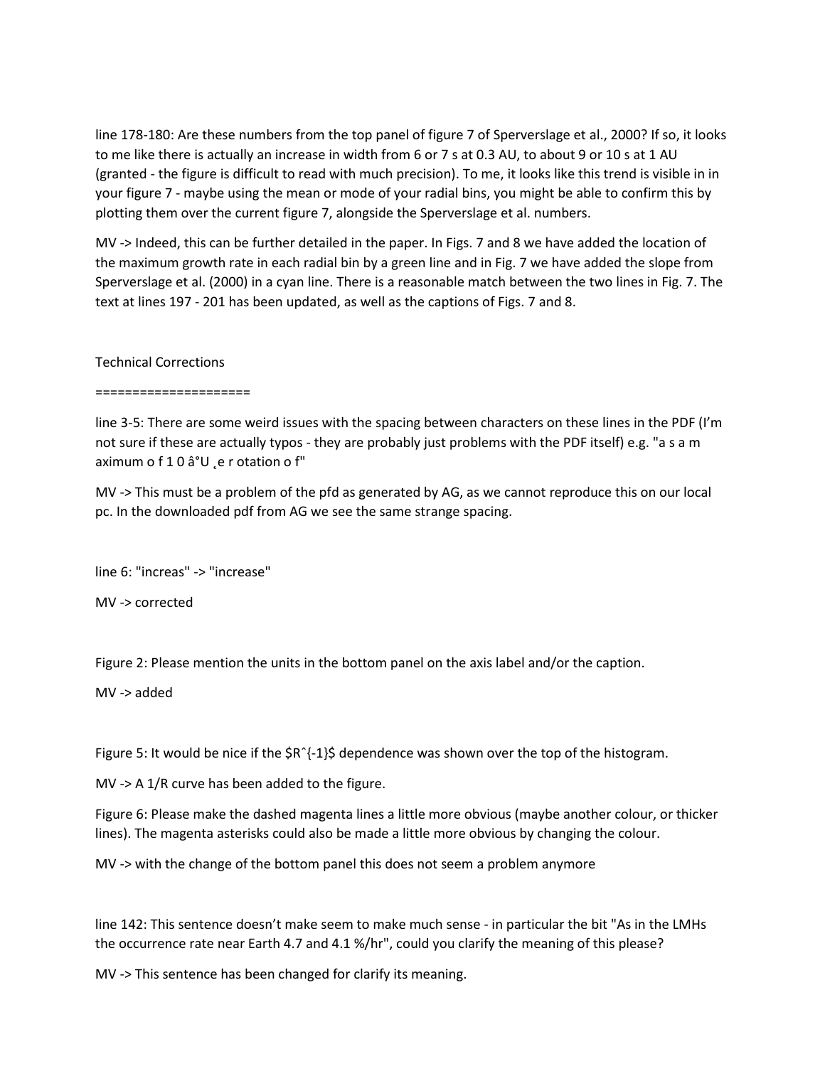line 178-180: Are these numbers from the top panel of figure 7 of Sperverslage et al., 2000? If so, it looks to me like there is actually an increase in width from 6 or 7 s at 0.3 AU, to about 9 or 10 s at 1 AU (granted - the figure is difficult to read with much precision). To me, it looks like this trend is visible in in your figure 7 - maybe using the mean or mode of your radial bins, you might be able to confirm this by plotting them over the current figure 7, alongside the Sperverslage et al. numbers.

MV -> Indeed, this can be further detailed in the paper. In Figs. 7 and 8 we have added the location of the maximum growth rate in each radial bin by a green line and in Fig. 7 we have added the slope from Sperverslage et al. (2000) in a cyan line. There is a reasonable match between the two lines in Fig. 7. The text at lines 197 - 201 has been updated, as well as the captions of Figs. 7 and 8.

Technical Corrections

=====================

line 3-5: There are some weird issues with the spacing between characters on these lines in the PDF (I'm not sure if these are actually typos - they are probably just problems with the PDF itself) e.g. "a s a m aximum o f 1 0 â°U ¸e r otation o f"

MV -> This must be a problem of the pfd as generated by AG, as we cannot reproduce this on our local pc. In the downloaded pdf from AG we see the same strange spacing.

line 6: "increas" -> "increase"

MV -> corrected

Figure 2: Please mention the units in the bottom panel on the axis label and/or the caption.

MV -> added

Figure 5: It would be nice if the $Rˆ{-1}$ dependence was shown over the top of the histogram.

MV -> A 1/R curve has been added to the figure.

Figure 6: Please make the dashed magenta lines a little more obvious (maybe another colour, or thicker lines). The magenta asterisks could also be made a little more obvious by changing the colour.

MV -> with the change of the bottom panel this does not seem a problem anymore

line 142: This sentence doesn't make seem to make much sense - in particular the bit "As in the LMHs the occurrence rate near Earth 4.7 and 4.1 %/hr", could you clarify the meaning of this please?

MV -> This sentence has been changed for clarify its meaning.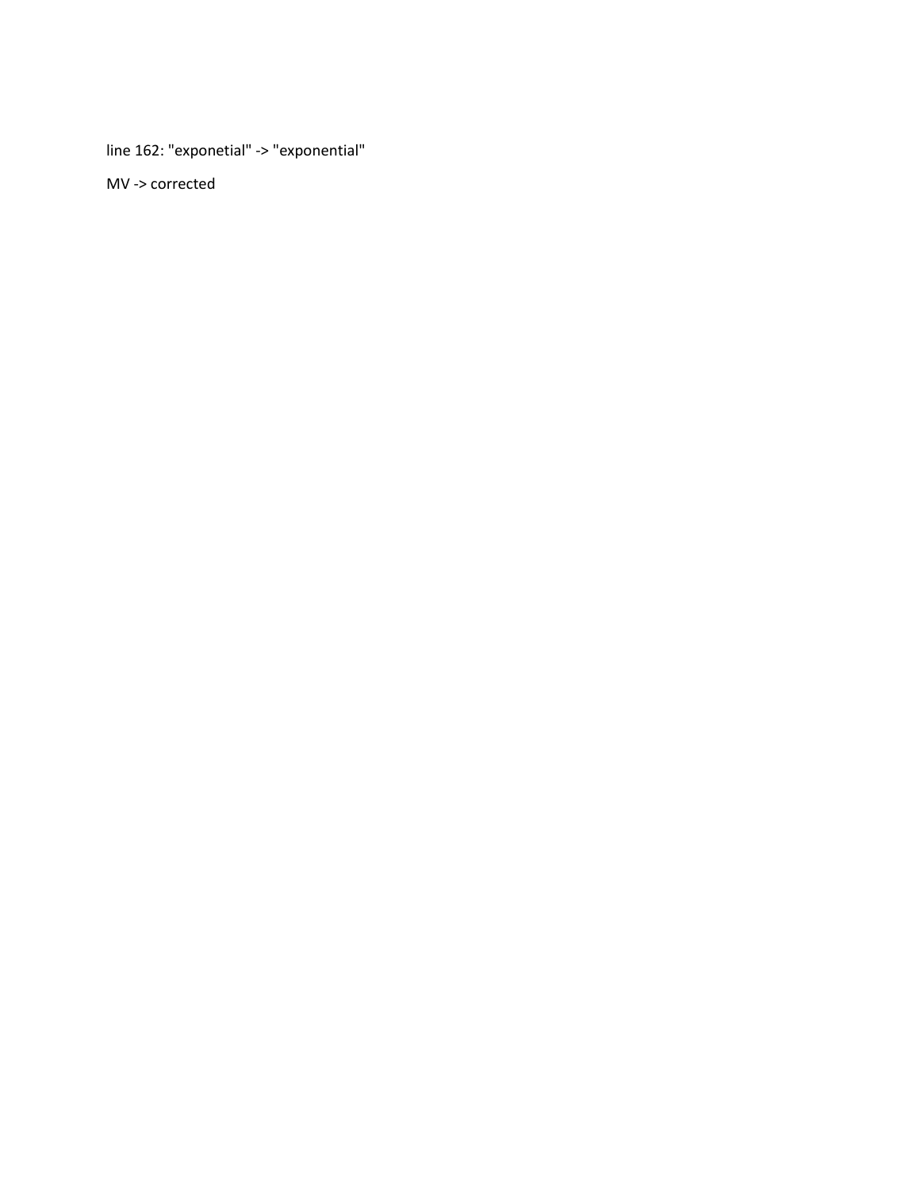line 162: "exponetial" -> "exponential"

MV -> corrected